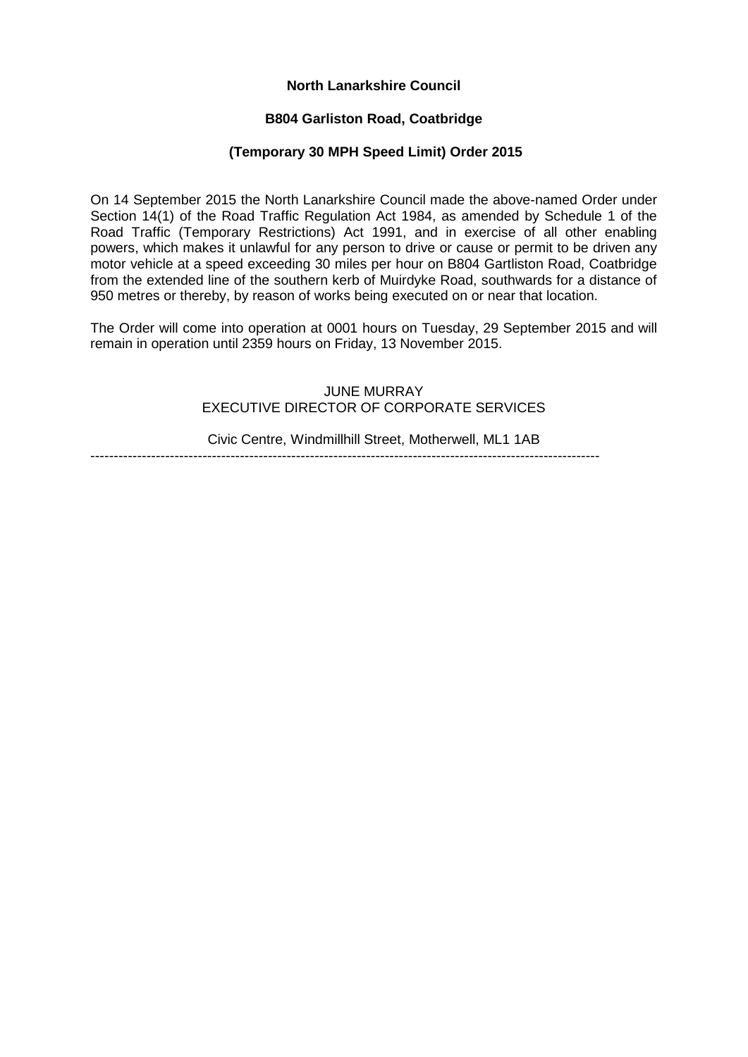**North Lanarkshire Council**

**B804 Garliston Road, Coatbridge**

**(Temporary 30 MPH Speed Limit) Order 2015**

On 14 September 2015 the North Lanarkshire Council made the above-named Order under Section 14(1) of the Road Traffic Regulation Act 1984, as amended by Schedule 1 of the Road Traffic (Temporary Restrictions) Act 1991, and in exercise of all other enabling powers, which makes it unlawful for any person to drive or cause or permit to be driven any motor vehicle at a speed exceeding 30 miles per hour on B804 Gartliston Road, Coatbridge from the extended line of the southern kerb of Muirdyke Road, southwards for a distance of 950 metres or thereby, by reason of works being executed on or near that location.

The Order will come into operation at 0001 hours on Tuesday, 29 September 2015 and will remain in operation until 2359 hours on Friday, 13 November 2015.

JUNE MURRAY
EXECUTIVE DIRECTOR OF CORPORATE SERVICES

Civic Centre, Windmillhill Street, Motherwell, ML1 1AB

---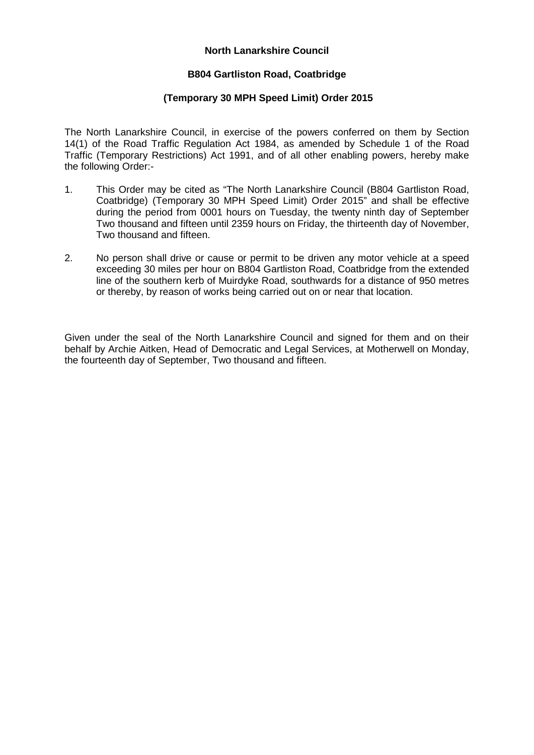**North Lanarkshire Council**

**B804 Gartliston Road, Coatbridge**

**(Temporary 30 MPH Speed Limit) Order 2015**

The North Lanarkshire Council, in exercise of the powers conferred on them by Section 14(1) of the Road Traffic Regulation Act 1984, as amended by Schedule 1 of the Road Traffic (Temporary Restrictions) Act 1991, and of all other enabling powers, hereby make the following Order:-

1. This Order may be cited as "The North Lanarkshire Council (B804 Gartliston Road, Coatbridge) (Temporary 30 MPH Speed Limit) Order 2015" and shall be effective during the period from 0001 hours on Tuesday, the twenty ninth day of September Two thousand and fifteen until 2359 hours on Friday, the thirteenth day of November, Two thousand and fifteen.

2. No person shall drive or cause or permit to be driven any motor vehicle at a speed exceeding 30 miles per hour on B804 Gartliston Road, Coatbridge from the extended line of the southern kerb of Muirdyke Road, southwards for a distance of 950 metres or thereby, by reason of works being carried out on or near that location.

Given under the seal of the North Lanarkshire Council and signed for them and on their behalf by Archie Aitken, Head of Democratic and Legal Services, at Motherwell on Monday, the fourteenth day of September, Two thousand and fifteen.